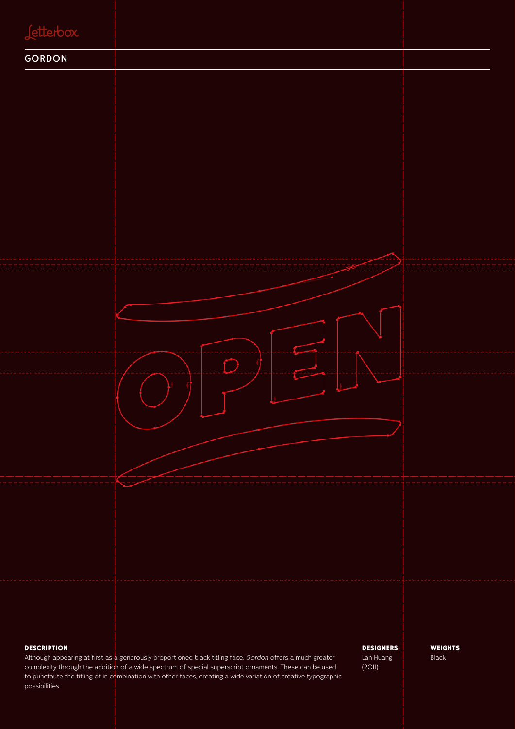Letterbox

# GORDON

OPEN

**DESCRIPTION**

Although appearing at first as a generously proportioned black titling face, *Gordon* offers a much greater complexity through the addition of a wide spectrum of special superscript ornaments. These can be used to punctaute the titling of in combination with other faces, creating a wide variation of creative typographic possibilities.

**DESIGNERS**

Lan Huang
(2011)

**WEIGHTS**

Black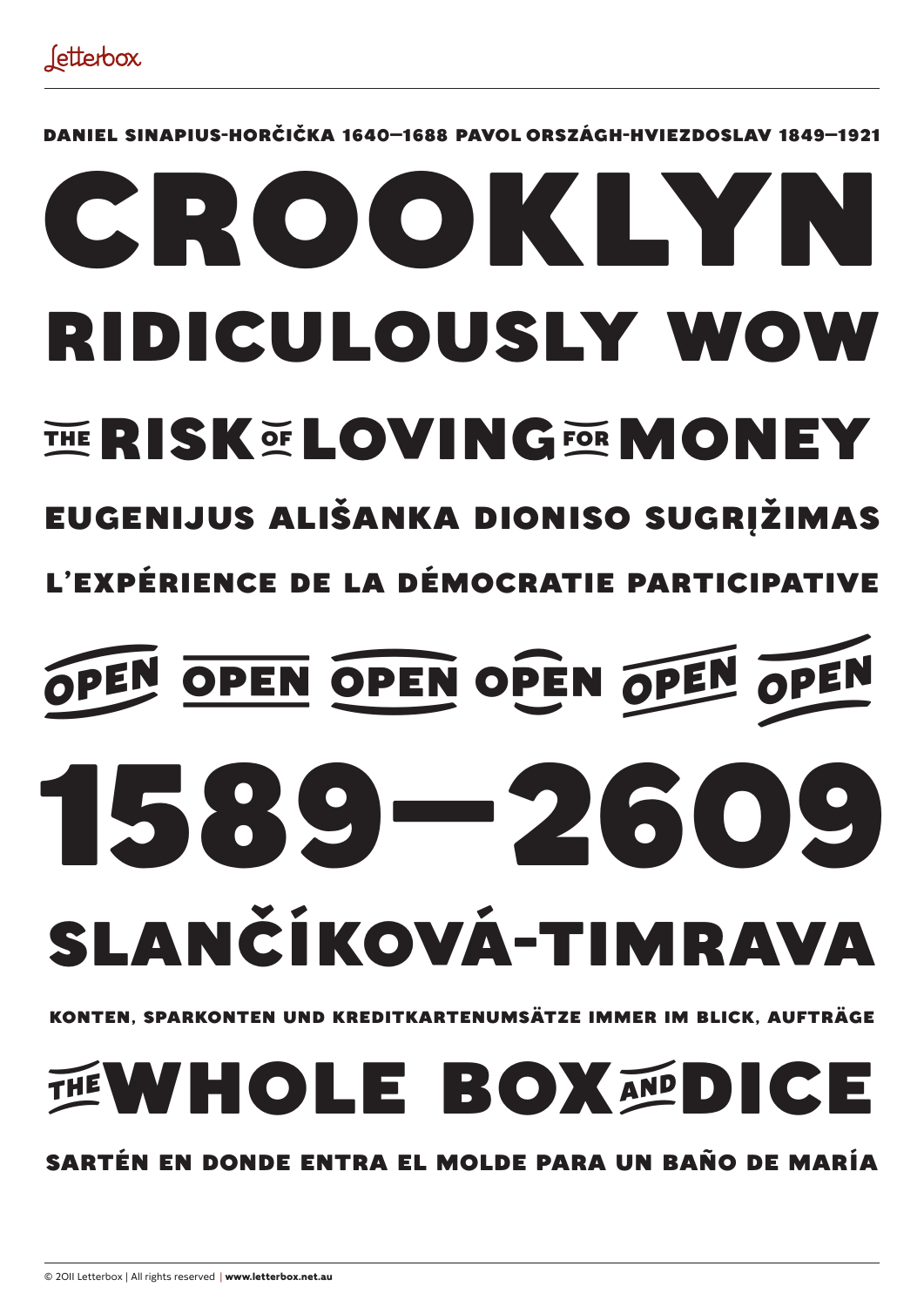Letterbox

DANIEL SINAPIUS-HORČIČKA 1640–1688 PAVOL ORSZÁGH-HVIEZDOSLAV 1849–1921

# CROOKLYN

## RIDICULOUSLY WOW

## THE RISK OF LOVING FOR MONEY

EUGENIJUS ALIŠANKA DIONISO SUGRĮŽIMAS

L'EXPÉRIENCE DE LA DÉMOCRATIE PARTICIPATIVE

OPEN OPEN OPEN OPEN OPEN OPEN

# 1589–2609

## SLANČÍKOVÁ-TIMRAVA

KONTEN, SPARKONTEN UND KREDITKARTENUMSÄTZE IMMER IM BLICK, AUFTRÄGE

## THE WHOLE BOX AND DICE

SARTÉN EN DONDE ENTRA EL MOLDE PARA UN BAÑO DE MARÍA

© 2011 Letterbox | All rights reserved | **www.letterbox.net.au**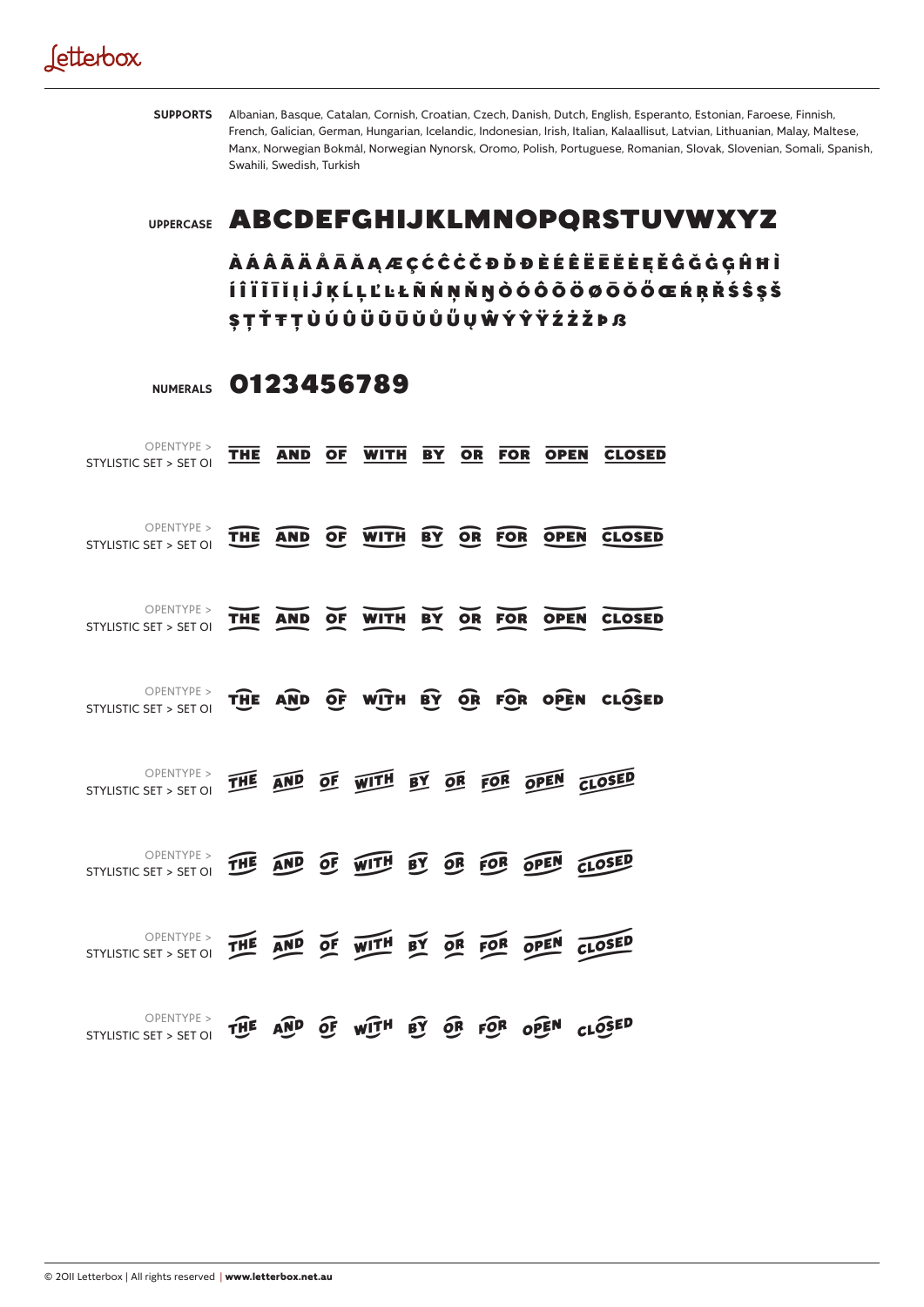**SUPPORTS** Albanian, Basque, Catalan, Cornish, Croatian, Czech, Danish, Dutch, English, Esperanto, Estonian, Faroese, Finnish, French, Galician, German, Hungarian, Icelandic, Indonesian, Irish, Italian, Kalaallisut, Latvian, Lithuanian, Malay, Maltese, Manx, Norwegian Bokmål, Norwegian Nynorsk, Oromo, Polish, Portuguese, Romanian, Slovak, Slovenian, Somali, Spanish, Swahili, Swedish, Turkish

**UPPERCASE** ABCDEFGHIJKLMNOPQRSTUVWXYZ

ÀÁÂÃÄÅĀĂĄÆÇĆĈĊČĐĎĐÈÉÊËĒĔĖĘĚĜĞĠĢĤĦÌ
ÍÎÏĨĪĬĮİĴĶĹĻĽĿŁÑŃŅŇŊÒÓÔÕÖØǾŌŎŐŒŔŖŘŚŜŞŠ
ȘŢŤŦȚÙÚÛÜŨŪŬŮŰŲŴÝŶŸŹŻŽÞß

**NUMERALS** 0123456789

OPENTYPE > STYLISTIC SET > SET 01 THE AND OF WITH BY OR FOR OPEN CLOSED

OPENTYPE > STYLISTIC SET > SET 01 THE AND OF WITH BY OR FOR OPEN CLOSED

OPENTYPE > STYLISTIC SET > SET 01 THE AND OF WITH BY OR FOR OPEN CLOSED

OPENTYPE > STYLISTIC SET > SET 01 THE AND OF WITH BY OR FOR OPEN CLOSED

OPENTYPE > STYLISTIC SET > SET 01 THE AND OF WITH BY OR FOR OPEN CLOSED

OPENTYPE > STYLISTIC SET > SET 01 THE AND OF WITH BY OR FOR OPEN CLOSED

OPENTYPE > STYLISTIC SET > SET 01 THE AND OF WITH BY OR FOR OPEN CLOSED

OPENTYPE > STYLISTIC SET > SET 01 THE AND OF WITH BY OR FOR OPEN CLOSED

© 2011 Letterbox | All rights reserved | **www.letterbox.net.au**